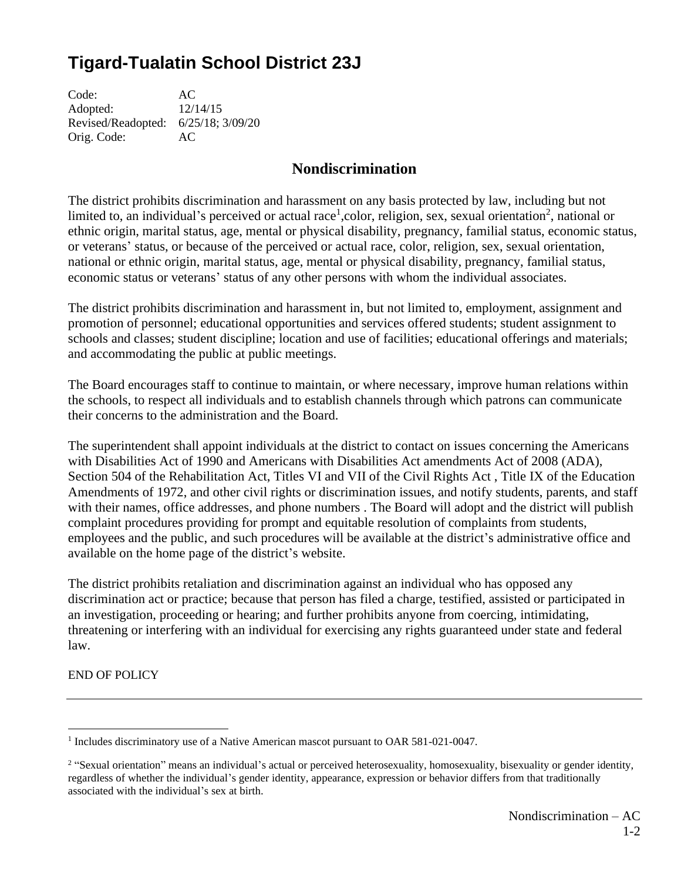# Tigard-Tualatin School District 23J

Code: AC
Adopted: 12/14/15
Revised/Readopted: 6/25/18; 3/09/20
Orig. Code: AC

## Nondiscrimination

The district prohibits discrimination and harassment on any basis protected by law, including but not limited to, an individual's perceived or actual race[1],color, religion, sex, sexual orientation[2], national or ethnic origin, marital status, age, mental or physical disability, pregnancy, familial status, economic status, or veterans' status, or because of the perceived or actual race, color, religion, sex, sexual orientation, national or ethnic origin, marital status, age, mental or physical disability, pregnancy, familial status, economic status or veterans' status of any other persons with whom the individual associates.

The district prohibits discrimination and harassment in, but not limited to, employment, assignment and promotion of personnel; educational opportunities and services offered students; student assignment to schools and classes; student discipline; location and use of facilities; educational offerings and materials; and accommodating the public at public meetings.

The Board encourages staff to continue to maintain, or where necessary, improve human relations within the schools, to respect all individuals and to establish channels through which patrons can communicate their concerns to the administration and the Board.

The superintendent shall appoint individuals at the district to contact on issues concerning the Americans with Disabilities Act of 1990 and Americans with Disabilities Act amendments Act of 2008 (ADA), Section 504 of the Rehabilitation Act, Titles VI and VII of the Civil Rights Act , Title IX of the Education Amendments of 1972, and other civil rights or discrimination issues, and notify students, parents, and staff with their names, office addresses, and phone numbers . The Board will adopt and the district will publish complaint procedures providing for prompt and equitable resolution of complaints from students, employees and the public, and such procedures will be available at the district's administrative office and available on the home page of the district's website.

The district prohibits retaliation and discrimination against an individual who has opposed any discrimination act or practice; because that person has filed a charge, testified, assisted or participated in an investigation, proceeding or hearing; and further prohibits anyone from coercing, intimidating, threatening or interfering with an individual for exercising any rights guaranteed under state and federal law.

END OF POLICY

---

[1] Includes discriminatory use of a Native American mascot pursuant to OAR 581-021-0047.

[2] "Sexual orientation" means an individual's actual or perceived heterosexuality, homosexuality, bisexuality or gender identity, regardless of whether the individual's gender identity, appearance, expression or behavior differs from that traditionally associated with the individual's sex at birth.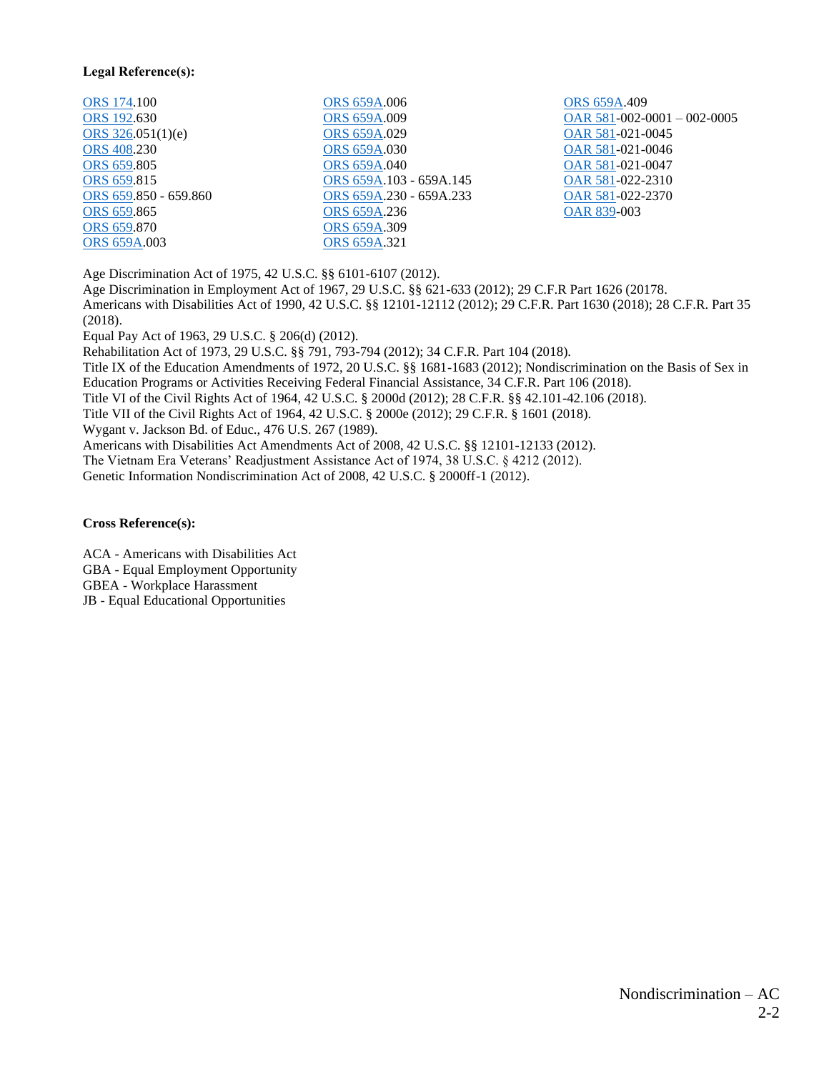**Legal Reference(s):**

ORS 174.100
ORS 192.630
ORS 326.051(1)(e)
ORS 408.230
ORS 659.805
ORS 659.815
ORS 659.850 - 659.860
ORS 659.865
ORS 659.870
ORS 659A.003
ORS 659A.006
ORS 659A.009
ORS 659A.029
ORS 659A.030
ORS 659A.040
ORS 659A.103 - 659A.145
ORS 659A.230 - 659A.233
ORS 659A.236
ORS 659A.309
ORS 659A.321
ORS 659A.409
OAR 581-002-0001 – 002-0005
OAR 581-021-0045
OAR 581-021-0046
OAR 581-021-0047
OAR 581-022-2310
OAR 581-022-2370
OAR 839-003

Age Discrimination Act of 1975, 42 U.S.C. §§ 6101-6107 (2012).
Age Discrimination in Employment Act of 1967, 29 U.S.C. §§ 621-633 (2012); 29 C.F.R Part 1626 (20178.
Americans with Disabilities Act of 1990, 42 U.S.C. §§ 12101-12112 (2012); 29 C.F.R. Part 1630 (2018); 28 C.F.R. Part 35 (2018).
Equal Pay Act of 1963, 29 U.S.C. § 206(d) (2012).
Rehabilitation Act of 1973, 29 U.S.C. §§ 791, 793-794 (2012); 34 C.F.R. Part 104 (2018).
Title IX of the Education Amendments of 1972, 20 U.S.C. §§ 1681-1683 (2012); Nondiscrimination on the Basis of Sex in Education Programs or Activities Receiving Federal Financial Assistance, 34 C.F.R. Part 106 (2018).
Title VI of the Civil Rights Act of 1964, 42 U.S.C. § 2000d (2012); 28 C.F.R. §§ 42.101-42.106 (2018).
Title VII of the Civil Rights Act of 1964, 42 U.S.C. § 2000e (2012); 29 C.F.R. § 1601 (2018).
Wygant v. Jackson Bd. of Educ., 476 U.S. 267 (1989).
Americans with Disabilities Act Amendments Act of 2008, 42 U.S.C. §§ 12101-12133 (2012).
The Vietnam Era Veterans' Readjustment Assistance Act of 1974, 38 U.S.C. § 4212 (2012).
Genetic Information Nondiscrimination Act of 2008, 42 U.S.C. § 2000ff-1 (2012).

**Cross Reference(s):**

ACA - Americans with Disabilities Act
GBA - Equal Employment Opportunity
GBEA - Workplace Harassment
JB - Equal Educational Opportunities